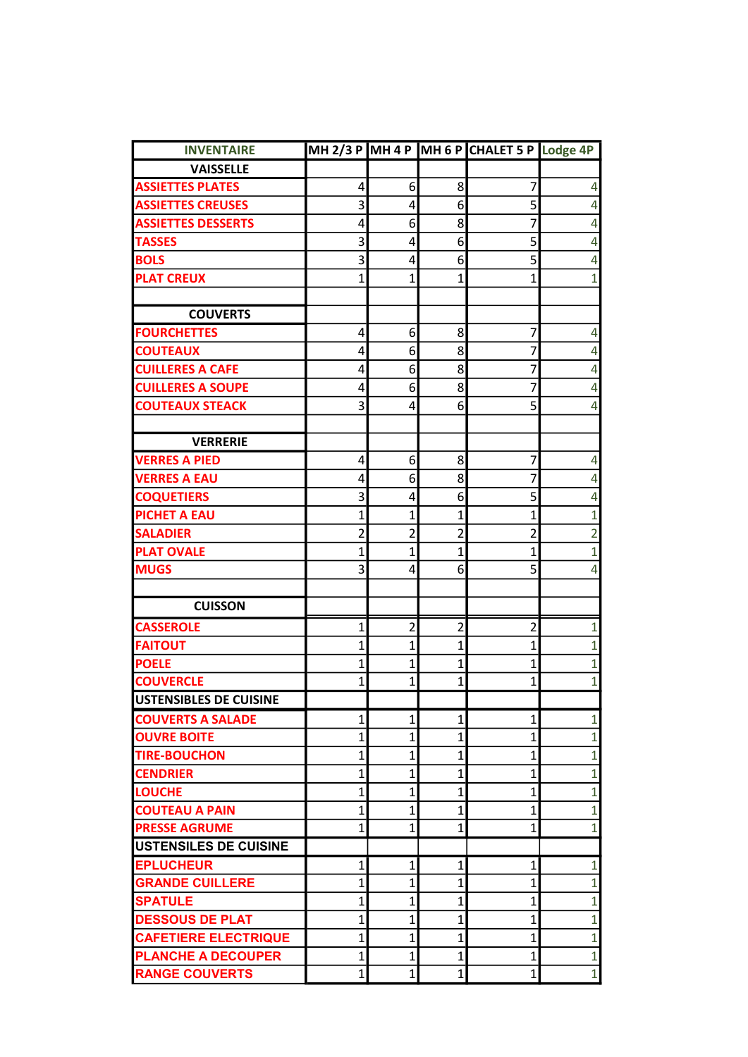| INVENTAIRE | MH 2/3 P | MH 4 P | MH 6 P | CHALET 5 P | Lodge 4P |
|---|---|---|---|---|---|
| VAISSELLE | | | | | |
| ASSIETTES PLATES | 4 | 6 | 8 | 7 | 4 |
| ASSIETTES CREUSES | 3 | 4 | 6 | 5 | 4 |
| ASSIETTES DESSERTS | 4 | 6 | 8 | 7 | 4 |
| TASSES | 3 | 4 | 6 | 5 | 4 |
| BOLS | 3 | 4 | 6 | 5 | 4 |
| PLAT CREUX | 1 | 1 | 1 | 1 | 1 |
| | | | | | |
| COUVERTS | | | | | |
| FOURCHETTES | 4 | 6 | 8 | 7 | 4 |
| COUTEAUX | 4 | 6 | 8 | 7 | 4 |
| CUILLERES A CAFE | 4 | 6 | 8 | 7 | 4 |
| CUILLERES A SOUPE | 4 | 6 | 8 | 7 | 4 |
| COUTEAUX STEACK | 3 | 4 | 6 | 5 | 4 |
| | | | | | |
| VERRERIE | | | | | |
| VERRES A PIED | 4 | 6 | 8 | 7 | 4 |
| VERRES A EAU | 4 | 6 | 8 | 7 | 4 |
| COQUETIERS | 3 | 4 | 6 | 5 | 4 |
| PICHET A EAU | 1 | 1 | 1 | 1 | 1 |
| SALADIER | 2 | 2 | 2 | 2 | 2 |
| PLAT OVALE | 1 | 1 | 1 | 1 | 1 |
| MUGS | 3 | 4 | 6 | 5 | 4 |
| | | | | | |
| CUISSON | | | | | |
| CASSEROLE | 1 | 2 | 2 | 2 | 1 |
| FAITOUT | 1 | 1 | 1 | 1 | 1 |
| POELE | 1 | 1 | 1 | 1 | 1 |
| COUVERCLE | 1 | 1 | 1 | 1 | 1 |
| USTENSIBLES DE CUISINE | | | | | |
| COUVERTS A SALADE | 1 | 1 | 1 | 1 | 1 |
| OUVRE BOITE | 1 | 1 | 1 | 1 | 1 |
| TIRE-BOUCHON | 1 | 1 | 1 | 1 | 1 |
| CENDRIER | 1 | 1 | 1 | 1 | 1 |
| LOUCHE | 1 | 1 | 1 | 1 | 1 |
| COUTEAU A PAIN | 1 | 1 | 1 | 1 | 1 |
| PRESSE AGRUME | 1 | 1 | 1 | 1 | 1 |
| USTENSILES DE CUISINE | | | | | |
| EPLUCHEUR | 1 | 1 | 1 | 1 | 1 |
| GRANDE CUILLERE | 1 | 1 | 1 | 1 | 1 |
| SPATULE | 1 | 1 | 1 | 1 | 1 |
| DESSOUS DE PLAT | 1 | 1 | 1 | 1 | 1 |
| CAFETIERE ELECTRIQUE | 1 | 1 | 1 | 1 | 1 |
| PLANCHE A DECOUPER | 1 | 1 | 1 | 1 | 1 |
| RANGE COUVERTS | 1 | 1 | 1 | 1 | 1 |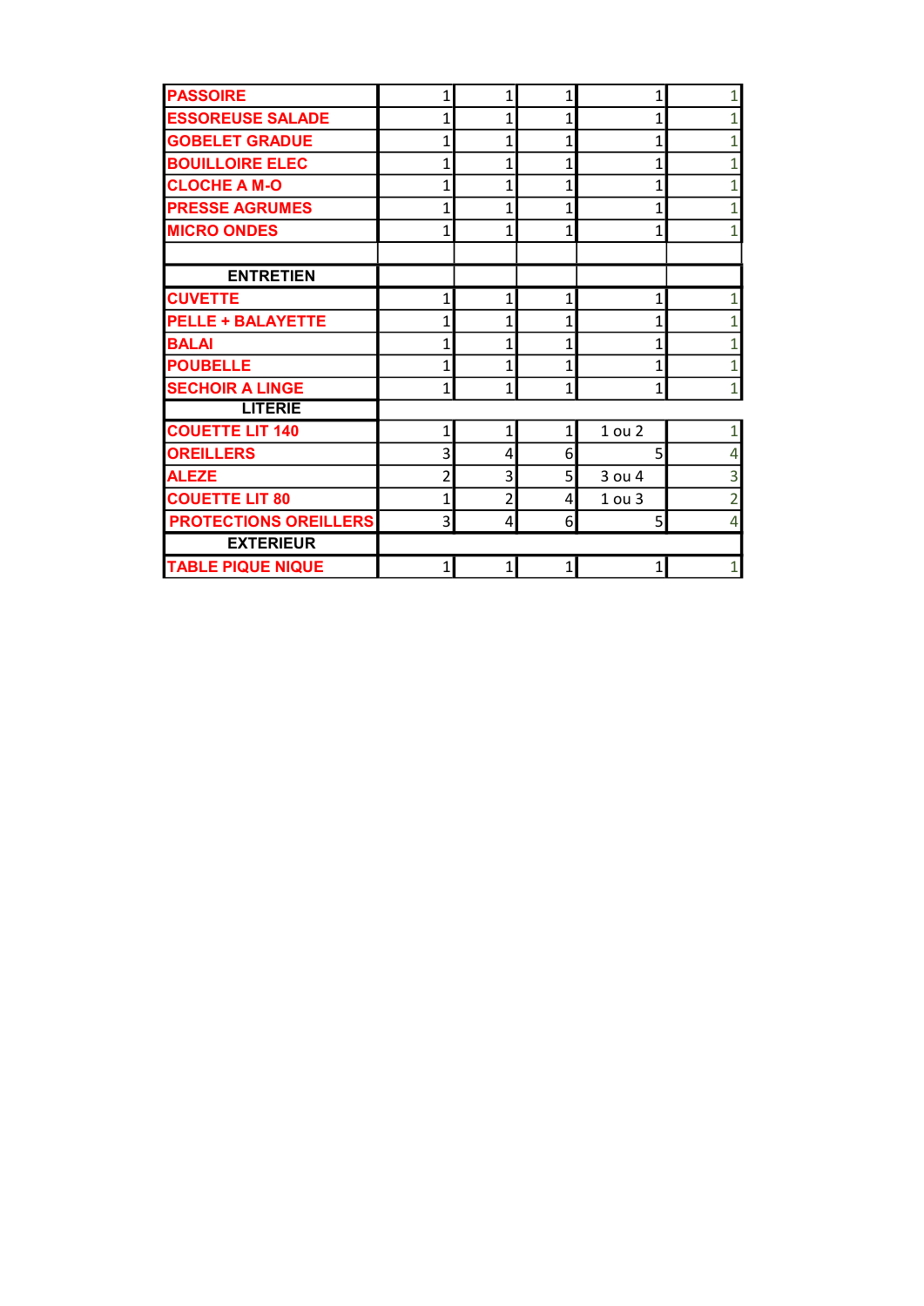| | | | | | |
|---|---|---|---|---|---|
| PASSOIRE | 1 | 1 | 1 | 1 | 1 |
| ESSOREUSE SALADE | 1 | 1 | 1 | 1 | 1 |
| GOBELET GRADUE | 1 | 1 | 1 | 1 | 1 |
| BOUILLOIRE ELEC | 1 | 1 | 1 | 1 | 1 |
| CLOCHE A M-O | 1 | 1 | 1 | 1 | 1 |
| PRESSE AGRUMES | 1 | 1 | 1 | 1 | 1 |
| MICRO ONDES | 1 | 1 | 1 | 1 | 1 |
| | | | | | |
| **ENTRETIEN** | | | | | |
| CUVETTE | 1 | 1 | 1 | 1 | 1 |
| PELLE + BALAYETTE | 1 | 1 | 1 | 1 | 1 |
| BALAI | 1 | 1 | 1 | 1 | 1 |
| POUBELLE | 1 | 1 | 1 | 1 | 1 |
| SECHOIR A LINGE | 1 | 1 | 1 | 1 | 1 |
| **LITERIE** | | | | | |
| COUETTE LIT 140 | 1 | 1 | 1 | 1 ou 2 | 1 |
| OREILLERS | 3 | 4 | 6 | 5 | 4 |
| ALEZE | 2 | 3 | 5 | 3 ou 4 | 3 |
| COUETTE LIT 80 | 1 | 2 | 4 | 1 ou 3 | 2 |
| PROTECTIONS OREILLERS | 3 | 4 | 6 | 5 | 4 |
| **EXTERIEUR** | | | | | |
| TABLE PIQUE NIQUE | 1 | 1 | 1 | 1 | 1 |